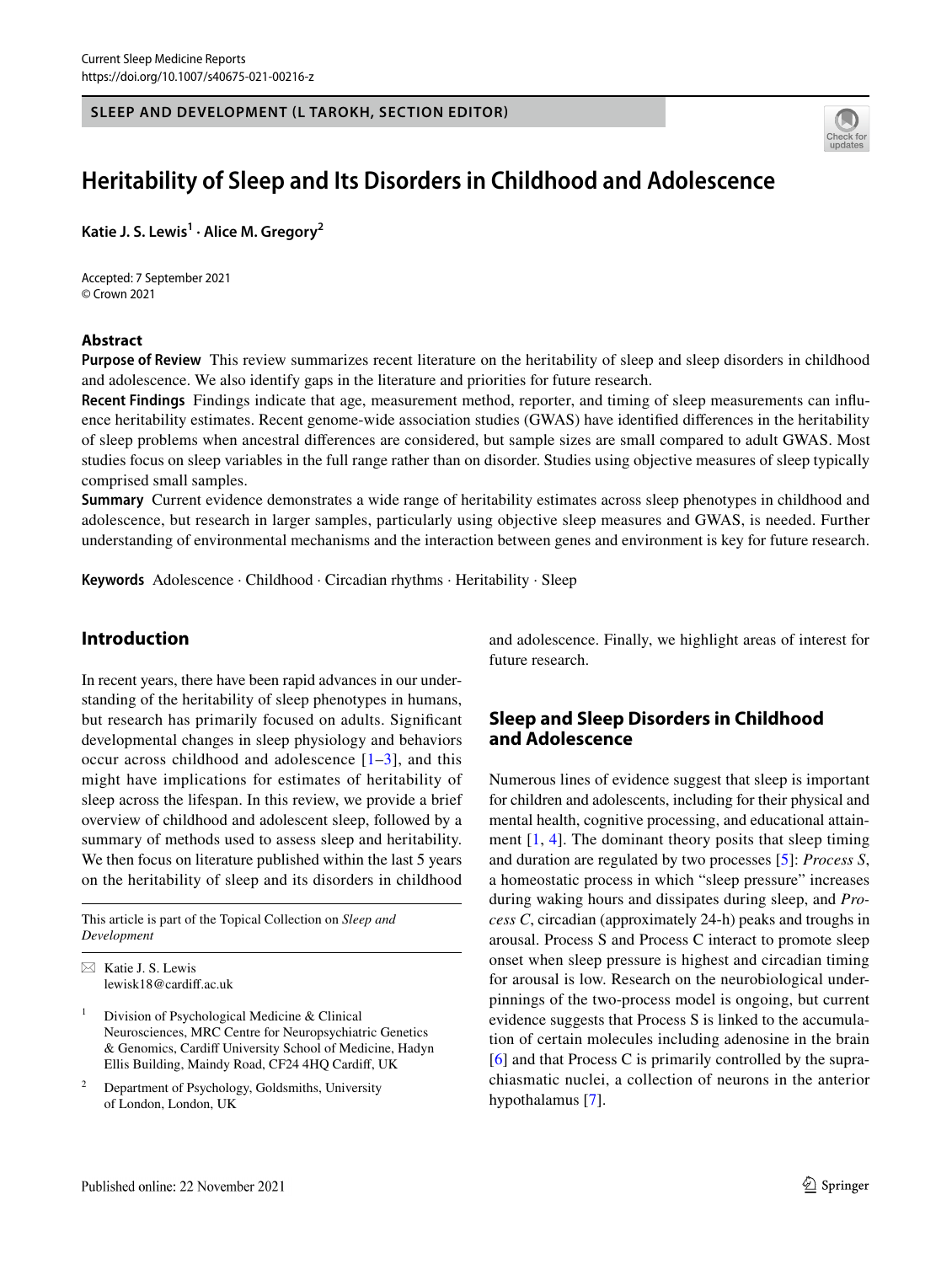SLEEP AND DEVELOPMENT (L TAROKH, SECTION EDITOR)

# Heritability of Sleep and Its Disorders in Childhood and Adolescence

**Katie J. S. Lewis[1] · Alice M. Gregory[2]**

Accepted: 7 September 2021
© Crown 2021

## Abstract

**Purpose of Review** This review summarizes recent literature on the heritability of sleep and sleep disorders in childhood and adolescence. We also identify gaps in the literature and priorities for future research.

**Recent Findings** Findings indicate that age, measurement method, reporter, and timing of sleep measurements can influence heritability estimates. Recent genome-wide association studies (GWAS) have identified differences in the heritability of sleep problems when ancestral differences are considered, but sample sizes are small compared to adult GWAS. Most studies focus on sleep variables in the full range rather than on disorder. Studies using objective measures of sleep typically comprised small samples.

**Summary** Current evidence demonstrates a wide range of heritability estimates across sleep phenotypes in childhood and adolescence, but research in larger samples, particularly using objective sleep measures and GWAS, is needed. Further understanding of environmental mechanisms and the interaction between genes and environment is key for future research.

**Keywords** Adolescence · Childhood · Circadian rhythms · Heritability · Sleep

## Introduction

In recent years, there have been rapid advances in our understanding of the heritability of sleep phenotypes in humans, but research has primarily focused on adults. Significant developmental changes in sleep physiology and behaviors occur across childhood and adolescence [1–3], and this might have implications for estimates of heritability of sleep across the lifespan. In this review, we provide a brief overview of childhood and adolescent sleep, followed by a summary of methods used to assess sleep and heritability. We then focus on literature published within the last 5 years on the heritability of sleep and its disorders in childhood and adolescence. Finally, we highlight areas of interest for future research.

## Sleep and Sleep Disorders in Childhood and Adolescence

Numerous lines of evidence suggest that sleep is important for children and adolescents, including for their physical and mental health, cognitive processing, and educational attainment [1, 4]. The dominant theory posits that sleep timing and duration are regulated by two processes [5]: *Process S*, a homeostatic process in which "sleep pressure" increases during waking hours and dissipates during sleep, and *Process C*, circadian (approximately 24-h) peaks and troughs in arousal. Process S and Process C interact to promote sleep onset when sleep pressure is highest and circadian timing for arousal is low. Research on the neurobiological underpinnings of the two-process model is ongoing, but current evidence suggests that Process S is linked to the accumulation of certain molecules including adenosine in the brain [6] and that Process C is primarily controlled by the suprachiasmatic nuclei, a collection of neurons in the anterior hypothalamus [7].

This article is part of the Topical Collection on *Sleep and Development*

✉ Katie J. S. Lewis
lewisk18@cardiff.ac.uk

[1] Division of Psychological Medicine & Clinical Neurosciences, MRC Centre for Neuropsychiatric Genetics & Genomics, Cardiff University School of Medicine, Hadyn Ellis Building, Maindy Road, CF24 4HQ Cardiff, UK

[2] Department of Psychology, Goldsmiths, University of London, London, UK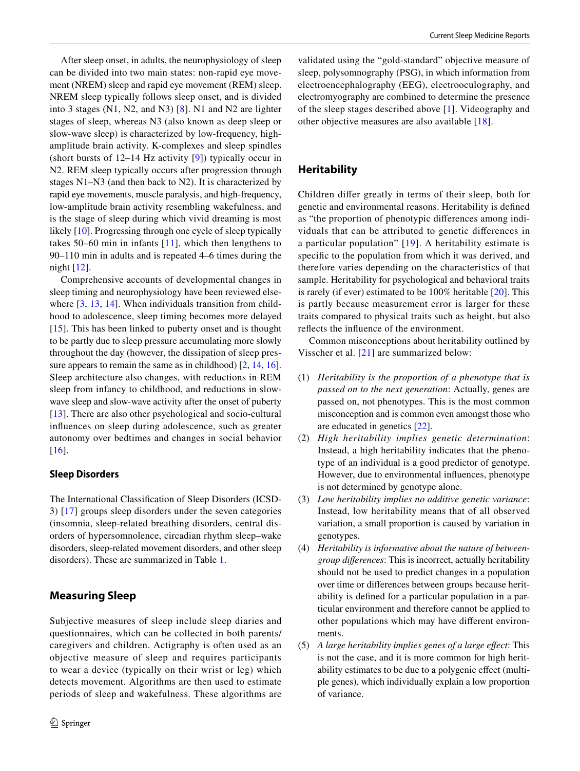After sleep onset, in adults, the neurophysiology of sleep can be divided into two main states: non-rapid eye movement (NREM) sleep and rapid eye movement (REM) sleep. NREM sleep typically follows sleep onset, and is divided into 3 stages (N1, N2, and N3) [8]. N1 and N2 are lighter stages of sleep, whereas N3 (also known as deep sleep or slow-wave sleep) is characterized by low-frequency, high-amplitude brain activity. K-complexes and sleep spindles (short bursts of 12–14 Hz activity [9]) typically occur in N2. REM sleep typically occurs after progression through stages N1–N3 (and then back to N2). It is characterized by rapid eye movements, muscle paralysis, and high-frequency, low-amplitude brain activity resembling wakefulness, and is the stage of sleep during which vivid dreaming is most likely [10]. Progressing through one cycle of sleep typically takes 50–60 min in infants [11], which then lengthens to 90–110 min in adults and is repeated 4–6 times during the night [12].

Comprehensive accounts of developmental changes in sleep timing and neurophysiology have been reviewed elsewhere [3, 13, 14]. When individuals transition from childhood to adolescence, sleep timing becomes more delayed [15]. This has been linked to puberty onset and is thought to be partly due to sleep pressure accumulating more slowly throughout the day (however, the dissipation of sleep pressure appears to remain the same as in childhood) [2, 14, 16]. Sleep architecture also changes, with reductions in REM sleep from infancy to childhood, and reductions in slow-wave sleep and slow-wave activity after the onset of puberty [13]. There are also other psychological and socio-cultural influences on sleep during adolescence, such as greater autonomy over bedtimes and changes in social behavior [16].

### Sleep Disorders

The International Classification of Sleep Disorders (ICSD-3) [17] groups sleep disorders under the seven categories (insomnia, sleep-related breathing disorders, central disorders of hypersomnolence, circadian rhythm sleep–wake disorders, sleep-related movement disorders, and other sleep disorders). These are summarized in Table 1.

## Measuring Sleep

Subjective measures of sleep include sleep diaries and questionnaires, which can be collected in both parents/caregivers and children. Actigraphy is often used as an objective measure of sleep and requires participants to wear a device (typically on their wrist or leg) which detects movement. Algorithms are then used to estimate periods of sleep and wakefulness. These algorithms are validated using the "gold-standard" objective measure of sleep, polysomnography (PSG), in which information from electroencephalography (EEG), electrooculography, and electromyography are combined to determine the presence of the sleep stages described above [1]. Videography and other objective measures are also available [18].

## Heritability

Children differ greatly in terms of their sleep, both for genetic and environmental reasons. Heritability is defined as "the proportion of phenotypic differences among individuals that can be attributed to genetic differences in a particular population" [19]. A heritability estimate is specific to the population from which it was derived, and therefore varies depending on the characteristics of that sample. Heritability for psychological and behavioral traits is rarely (if ever) estimated to be 100% heritable [20]. This is partly because measurement error is larger for these traits compared to physical traits such as height, but also reflects the influence of the environment.

Common misconceptions about heritability outlined by Visscher et al. [21] are summarized below:

1. *Heritability is the proportion of a phenotype that is passed on to the next generation*: Actually, genes are passed on, not phenotypes. This is the most common misconception and is common even amongst those who are educated in genetics [22].
2. *High heritability implies genetic determination*: Instead, a high heritability indicates that the phenotype of an individual is a good predictor of genotype. However, due to environmental influences, phenotype is not determined by genotype alone.
3. *Low heritability implies no additive genetic variance*: Instead, low heritability means that of all observed variation, a small proportion is caused by variation in genotypes.
4. *Heritability is informative about the nature of between-group differences*: This is incorrect, actually heritability should not be used to predict changes in a population over time or differences between groups because heritability is defined for a particular population in a particular environment and therefore cannot be applied to other populations which may have different environments.
5. *A large heritability implies genes of a large effect*: This is not the case, and it is more common for high heritability estimates to be due to a polygenic effect (multiple genes), which individually explain a low proportion of variance.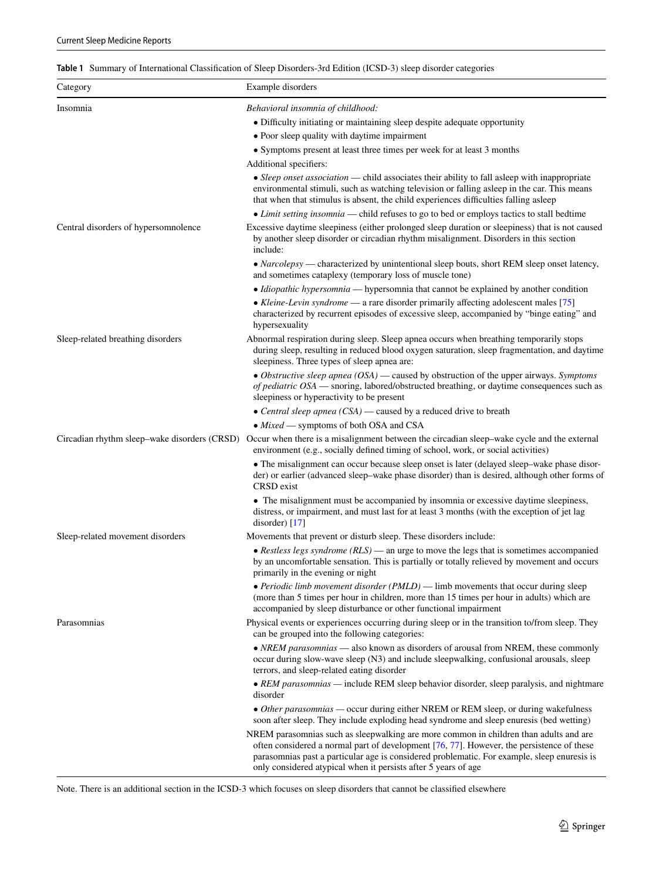**Table 1** Summary of International Classification of Sleep Disorders-3rd Edition (ICSD-3) sleep disorder categories

| Category | Example disorders |
|---|---|
| Insomnia | *Behavioral insomnia of childhood:*<br>• Difficulty initiating or maintaining sleep despite adequate opportunity<br>• Poor sleep quality with daytime impairment<br>• Symptoms present at least three times per week for at least 3 months<br>Additional specifiers:<br>• *Sleep onset association* — child associates their ability to fall asleep with inappropriate environmental stimuli, such as watching television or falling asleep in the car. This means that when that stimulus is absent, the child experiences difficulties falling asleep<br>• *Limit setting insomnia* — child refuses to go to bed or employs tactics to stall bedtime |
| Central disorders of hypersomnolence | Excessive daytime sleepiness (either prolonged sleep duration or sleepiness) that is not caused by another sleep disorder or circadian rhythm misalignment. Disorders in this section include:<br>• *Narcolepsy* — characterized by unintentional sleep bouts, short REM sleep onset latency, and sometimes cataplexy (temporary loss of muscle tone)<br>• *Idiopathic hypersomnia* — hypersomnia that cannot be explained by another condition<br>• *Kleine-Levin syndrome* — a rare disorder primarily affecting adolescent males [75] characterized by recurrent episodes of excessive sleep, accompanied by "binge eating" and hypersexuality |
| Sleep-related breathing disorders | Abnormal respiration during sleep. Sleep apnea occurs when breathing temporarily stops during sleep, resulting in reduced blood oxygen saturation, sleep fragmentation, and daytime sleepiness. Three types of sleep apnea are:<br>• *Obstructive sleep apnea (OSA)* — caused by obstruction of the upper airways. *Symptoms of pediatric OSA* — snoring, labored/obstructed breathing, or daytime consequences such as sleepiness or hyperactivity to be present<br>• *Central sleep apnea (CSA)* — caused by a reduced drive to breath<br>• *Mixed* — symptoms of both OSA and CSA |
| Circadian rhythm sleep–wake disorders (CRSD) | Occur when there is a misalignment between the circadian sleep–wake cycle and the external environment (e.g., socially defined timing of school, work, or social activities)<br>• The misalignment can occur because sleep onset is later (delayed sleep–wake phase disorder) or earlier (advanced sleep–wake phase disorder) than is desired, although other forms of CRSD exist<br>• The misalignment must be accompanied by insomnia or excessive daytime sleepiness, distress, or impairment, and must last for at least 3 months (with the exception of jet lag disorder) [17] |
| Sleep-related movement disorders | Movements that prevent or disturb sleep. These disorders include:<br>• *Restless legs syndrome (RLS)* — an urge to move the legs that is sometimes accompanied by an uncomfortable sensation. This is partially or totally relieved by movement and occurs primarily in the evening or night<br>• *Periodic limb movement disorder (PMLD)* — limb movements that occur during sleep (more than 5 times per hour in children, more than 15 times per hour in adults) which are accompanied by sleep disturbance or other functional impairment |
| Parasomnias | Physical events or experiences occurring during sleep or in the transition to/from sleep. They can be grouped into the following categories:<br>• *NREM parasomnias* — also known as disorders of arousal from NREM, these commonly occur during slow-wave sleep (N3) and include sleepwalking, confusional arousals, sleep terrors, and sleep-related eating disorder<br>• *REM parasomnias* — include REM sleep behavior disorder, sleep paralysis, and nightmare disorder<br>• *Other parasomnias* — occur during either NREM or REM sleep, or during wakefulness soon after sleep. They include exploding head syndrome and sleep enuresis (bed wetting)<br>NREM parasomnias such as sleepwalking are more common in children than adults and are often considered a normal part of development [76, 77]. However, the persistence of these parasomnias past a particular age is considered problematic. For example, sleep enuresis is only considered atypical when it persists after 5 years of age |

Note. There is an additional section in the ICSD-3 which focuses on sleep disorders that cannot be classified elsewhere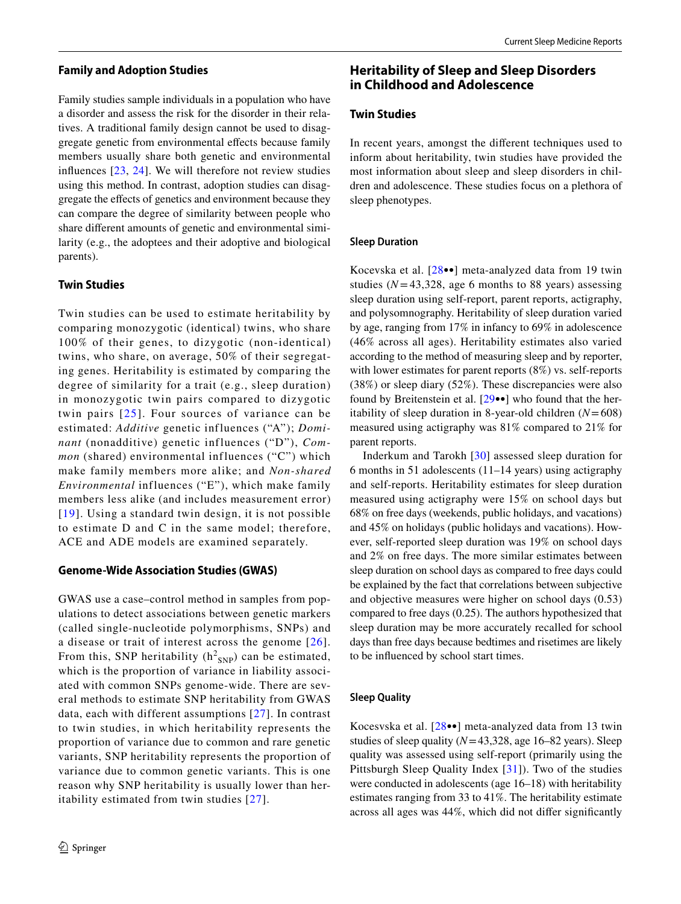### Family and Adoption Studies

Family studies sample individuals in a population who have a disorder and assess the risk for the disorder in their relatives. A traditional family design cannot be used to disaggregate genetic from environmental effects because family members usually share both genetic and environmental influences [23, 24]. We will therefore not review studies using this method. In contrast, adoption studies can disaggregate the effects of genetics and environment because they can compare the degree of similarity between people who share different amounts of genetic and environmental similarity (e.g., the adoptees and their adoptive and biological parents).

### Twin Studies

Twin studies can be used to estimate heritability by comparing monozygotic (identical) twins, who share 100% of their genes, to dizygotic (non-identical) twins, who share, on average, 50% of their segregating genes. Heritability is estimated by comparing the degree of similarity for a trait (e.g., sleep duration) in monozygotic twin pairs compared to dizygotic twin pairs [25]. Four sources of variance can be estimated: *Additive* genetic influences ("A"); *Dominant* (nonadditive) genetic influences ("D"), *Common* (shared) environmental influences ("C") which make family members more alike; and *Non-shared Environmental* influences ("E"), which make family members less alike (and includes measurement error) [19]. Using a standard twin design, it is not possible to estimate D and C in the same model; therefore, ACE and ADE models are examined separately.

### Genome-Wide Association Studies (GWAS)

GWAS use a case–control method in samples from populations to detect associations between genetic markers (called single-nucleotide polymorphisms, SNPs) and a disease or trait of interest across the genome [26]. From this, SNP heritability ($h^2_{SNP}$) can be estimated, which is the proportion of variance in liability associated with common SNPs genome-wide. There are several methods to estimate SNP heritability from GWAS data, each with different assumptions [27]. In contrast to twin studies, in which heritability represents the proportion of variance due to common and rare genetic variants, SNP heritability represents the proportion of variance due to common genetic variants. This is one reason why SNP heritability is usually lower than heritability estimated from twin studies [27].

## Heritability of Sleep and Sleep Disorders in Childhood and Adolescence

### Twin Studies

In recent years, amongst the different techniques used to inform about heritability, twin studies have provided the most information about sleep and sleep disorders in children and adolescence. These studies focus on a plethora of sleep phenotypes.

#### Sleep Duration

Kocevska et al. [28••] meta-analyzed data from 19 twin studies ($N = 43{,}328$, age 6 months to 88 years) assessing sleep duration using self-report, parent reports, actigraphy, and polysomnography. Heritability of sleep duration varied by age, ranging from 17% in infancy to 69% in adolescence (46% across all ages). Heritability estimates also varied according to the method of measuring sleep and by reporter, with lower estimates for parent reports (8%) vs. self-reports (38%) or sleep diary (52%). These discrepancies were also found by Breitenstein et al. [29••] who found that the heritability of sleep duration in 8-year-old children ($N = 608$) measured using actigraphy was 81% compared to 21% for parent reports.

Inderkum and Tarokh [30] assessed sleep duration for 6 months in 51 adolescents (11–14 years) using actigraphy and self-reports. Heritability estimates for sleep duration measured using actigraphy were 15% on school days but 68% on free days (weekends, public holidays, and vacations) and 45% on holidays (public holidays and vacations). However, self-reported sleep duration was 19% on school days and 2% on free days. The more similar estimates between sleep duration on school days as compared to free days could be explained by the fact that correlations between subjective and objective measures were higher on school days (0.53) compared to free days (0.25). The authors hypothesized that sleep duration may be more accurately recalled for school days than free days because bedtimes and risetimes are likely to be influenced by school start times.

#### Sleep Quality

Kocesvska et al. [28••] meta-analyzed data from 13 twin studies of sleep quality ($N = 43{,}328$, age 16–82 years). Sleep quality was assessed using self-report (primarily using the Pittsburgh Sleep Quality Index [31]). Two of the studies were conducted in adolescents (age 16–18) with heritability estimates ranging from 33 to 41%. The heritability estimate across all ages was 44%, which did not differ significantly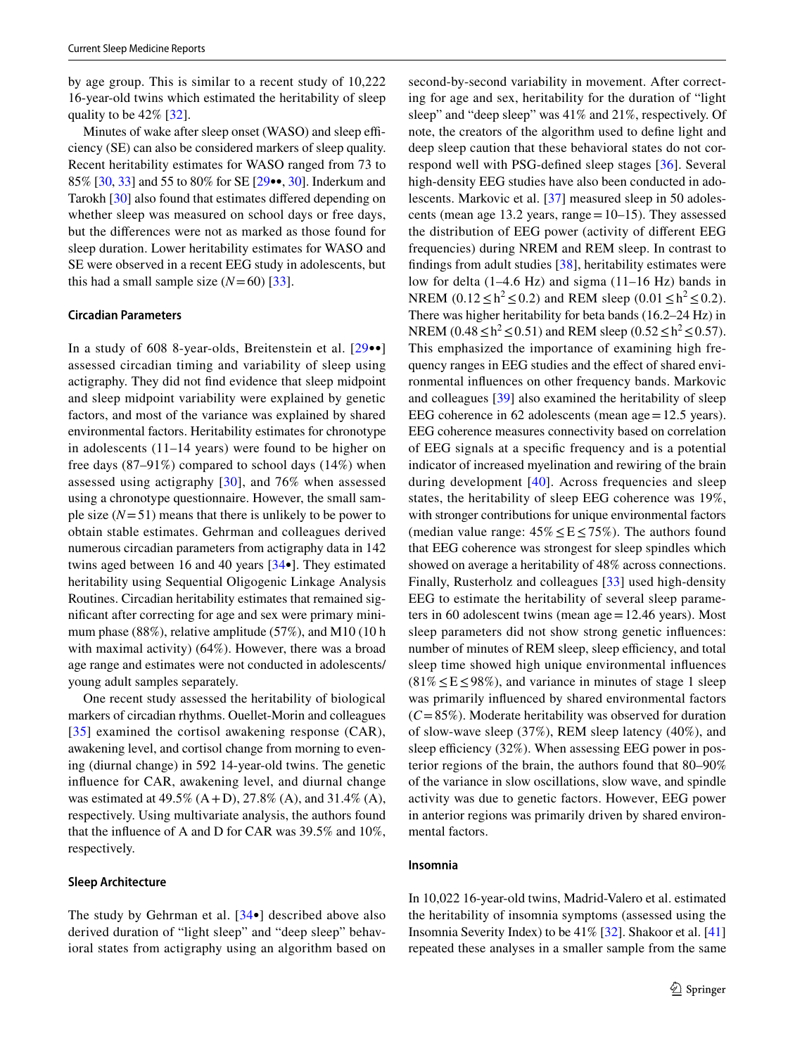by age group. This is similar to a recent study of 10,222 16-year-old twins which estimated the heritability of sleep quality to be 42% [32].

Minutes of wake after sleep onset (WASO) and sleep efficiency (SE) can also be considered markers of sleep quality. Recent heritability estimates for WASO ranged from 73 to 85% [30, 33] and 55 to 80% for SE [29••, 30]. Inderkum and Tarokh [30] also found that estimates differed depending on whether sleep was measured on school days or free days, but the differences were not as marked as those found for sleep duration. Lower heritability estimates for WASO and SE were observed in a recent EEG study in adolescents, but this had a small sample size ($N=60$) [33].

### Circadian Parameters

In a study of 608 8-year-olds, Breitenstein et al. [29••] assessed circadian timing and variability of sleep using actigraphy. They did not find evidence that sleep midpoint and sleep midpoint variability were explained by genetic factors, and most of the variance was explained by shared environmental factors. Heritability estimates for chronotype in adolescents (11–14 years) were found to be higher on free days (87–91%) compared to school days (14%) when assessed using actigraphy [30], and 76% when assessed using a chronotype questionnaire. However, the small sample size ($N=51$) means that there is unlikely to be power to obtain stable estimates. Gehrman and colleagues derived numerous circadian parameters from actigraphy data in 142 twins aged between 16 and 40 years [34•]. They estimated heritability using Sequential Oligogenic Linkage Analysis Routines. Circadian heritability estimates that remained significant after correcting for age and sex were primary minimum phase (88%), relative amplitude (57%), and M10 (10 h with maximal activity) (64%). However, there was a broad age range and estimates were not conducted in adolescents/young adult samples separately.

One recent study assessed the heritability of biological markers of circadian rhythms. Ouellet-Morin and colleagues [35] examined the cortisol awakening response (CAR), awakening level, and cortisol change from morning to evening (diurnal change) in 592 14-year-old twins. The genetic influence for CAR, awakening level, and diurnal change was estimated at 49.5% (A + D), 27.8% (A), and 31.4% (A), respectively. Using multivariate analysis, the authors found that the influence of A and D for CAR was 39.5% and 10%, respectively.

### Sleep Architecture

The study by Gehrman et al. [34•] described above also derived duration of "light sleep" and "deep sleep" behavioral states from actigraphy using an algorithm based on second-by-second variability in movement. After correcting for age and sex, heritability for the duration of "light sleep" and "deep sleep" was 41% and 21%, respectively. Of note, the creators of the algorithm used to define light and deep sleep caution that these behavioral states do not correspond well with PSG-defined sleep stages [36]. Several high-density EEG studies have also been conducted in adolescents. Markovic et al. [37] measured sleep in 50 adolescents (mean age 13.2 years, range = 10–15). They assessed the distribution of EEG power (activity of different EEG frequencies) during NREM and REM sleep. In contrast to findings from adult studies [38], heritability estimates were low for delta (1–4.6 Hz) and sigma (11–16 Hz) bands in NREM ($0.12 \leq h^2 \leq 0.2$) and REM sleep ($0.01 \leq h^2 \leq 0.2$). There was higher heritability for beta bands (16.2–24 Hz) in NREM ($0.48 \leq h^2 \leq 0.51$) and REM sleep ($0.52 \leq h^2 \leq 0.57$). This emphasized the importance of examining high frequency ranges in EEG studies and the effect of shared environmental influences on other frequency bands. Markovic and colleagues [39] also examined the heritability of sleep EEG coherence in 62 adolescents (mean age = 12.5 years). EEG coherence measures connectivity based on correlation of EEG signals at a specific frequency and is a potential indicator of increased myelination and rewiring of the brain during development [40]. Across frequencies and sleep states, the heritability of sleep EEG coherence was 19%, with stronger contributions for unique environmental factors (median value range: $45\% \leq E \leq 75\%$). The authors found that EEG coherence was strongest for sleep spindles which showed on average a heritability of 48% across connections. Finally, Rusterholz and colleagues [33] used high-density EEG to estimate the heritability of several sleep parameters in 60 adolescent twins (mean age = 12.46 years). Most sleep parameters did not show strong genetic influences: number of minutes of REM sleep, sleep efficiency, and total sleep time showed high unique environmental influences ($81\% \leq E \leq 98\%$), and variance in minutes of stage 1 sleep was primarily influenced by shared environmental factors ($C=85\%$). Moderate heritability was observed for duration of slow-wave sleep (37%), REM sleep latency (40%), and sleep efficiency (32%). When assessing EEG power in posterior regions of the brain, the authors found that 80–90% of the variance in slow oscillations, slow wave, and spindle activity was due to genetic factors. However, EEG power in anterior regions was primarily driven by shared environmental factors.

### Insomnia

In 10,022 16-year-old twins, Madrid-Valero et al. estimated the heritability of insomnia symptoms (assessed using the Insomnia Severity Index) to be 41% [32]. Shakoor et al. [41] repeated these analyses in a smaller sample from the same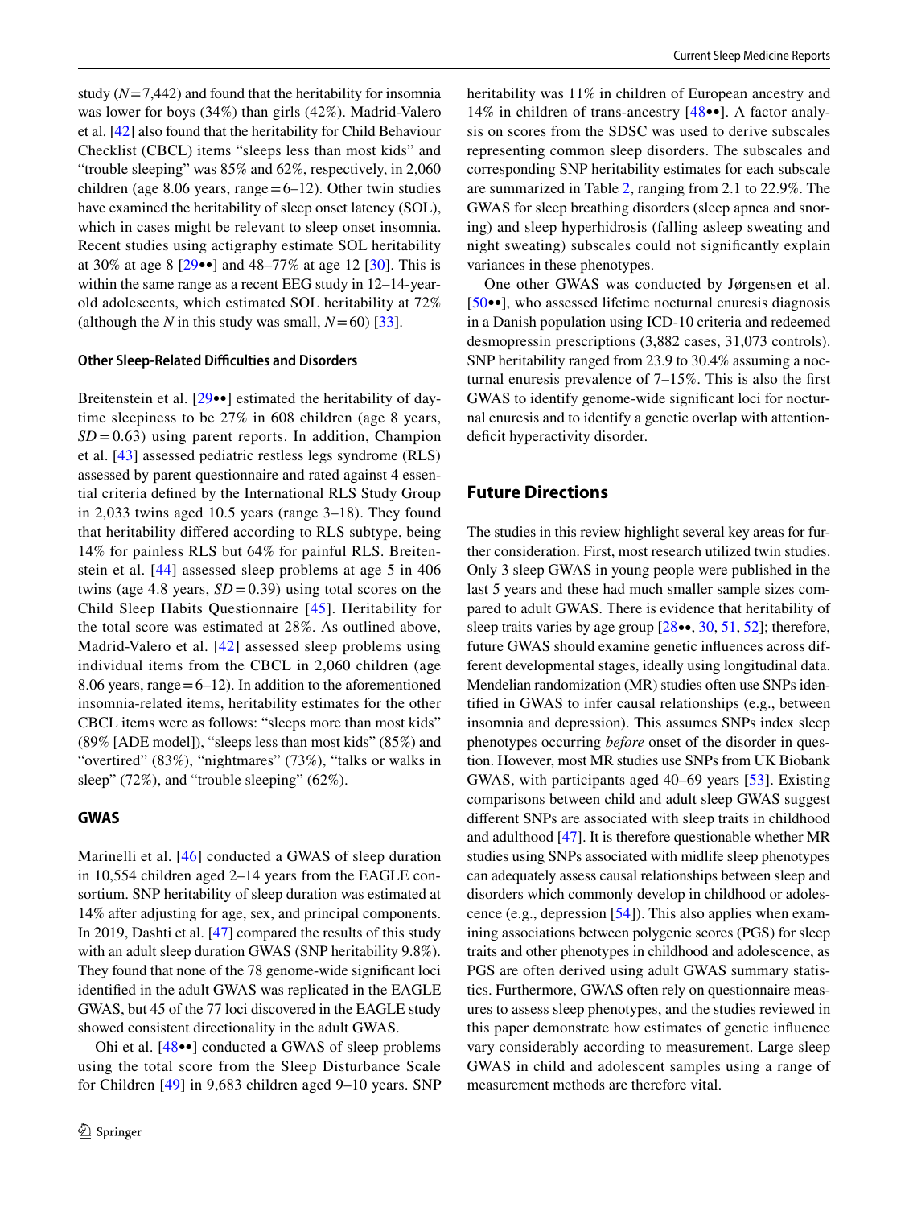study ($N = 7{,}442$) and found that the heritability for insomnia was lower for boys (34%) than girls (42%). Madrid-Valero et al. [42] also found that the heritability for Child Behaviour Checklist (CBCL) items "sleeps less than most kids" and "trouble sleeping" was 85% and 62%, respectively, in 2,060 children (age 8.06 years, range = 6–12). Other twin studies have examined the heritability of sleep onset latency (SOL), which in cases might be relevant to sleep onset insomnia. Recent studies using actigraphy estimate SOL heritability at 30% at age 8 [29••] and 48–77% at age 12 [30]. This is within the same range as a recent EEG study in 12–14-year-old adolescents, which estimated SOL heritability at 72% (although the $N$ in this study was small, $N = 60$) [33].

#### Other Sleep-Related Difficulties and Disorders

Breitenstein et al. [29••] estimated the heritability of daytime sleepiness to be 27% in 608 children (age 8 years, $SD = 0.63$) using parent reports. In addition, Champion et al. [43] assessed pediatric restless legs syndrome (RLS) assessed by parent questionnaire and rated against 4 essential criteria defined by the International RLS Study Group in 2,033 twins aged 10.5 years (range 3–18). They found that heritability differed according to RLS subtype, being 14% for painless RLS but 64% for painful RLS. Breitenstein et al. [44] assessed sleep problems at age 5 in 406 twins (age 4.8 years, $SD = 0.39$) using total scores on the Child Sleep Habits Questionnaire [45]. Heritability for the total score was estimated at 28%. As outlined above, Madrid-Valero et al. [42] assessed sleep problems using individual items from the CBCL in 2,060 children (age 8.06 years, range = 6–12). In addition to the aforementioned insomnia-related items, heritability estimates for the other CBCL items were as follows: "sleeps more than most kids" (89% [ADE model]), "sleeps less than most kids" (85%) and "overtired" (83%), "nightmares" (73%), "talks or walks in sleep" (72%), and "trouble sleeping" (62%).

### GWAS

Marinelli et al. [46] conducted a GWAS of sleep duration in 10,554 children aged 2–14 years from the EAGLE consortium. SNP heritability of sleep duration was estimated at 14% after adjusting for age, sex, and principal components. In 2019, Dashti et al. [47] compared the results of this study with an adult sleep duration GWAS (SNP heritability 9.8%). They found that none of the 78 genome-wide significant loci identified in the adult GWAS was replicated in the EAGLE GWAS, but 45 of the 77 loci discovered in the EAGLE study showed consistent directionality in the adult GWAS.

Ohi et al. [48••] conducted a GWAS of sleep problems using the total score from the Sleep Disturbance Scale for Children [49] in 9,683 children aged 9–10 years. SNP heritability was 11% in children of European ancestry and 14% in children of trans-ancestry [48••]. A factor analysis on scores from the SDSC was used to derive subscales representing common sleep disorders. The subscales and corresponding SNP heritability estimates for each subscale are summarized in Table 2, ranging from 2.1 to 22.9%. The GWAS for sleep breathing disorders (sleep apnea and snoring) and sleep hyperhidrosis (falling asleep sweating and night sweating) subscales could not significantly explain variances in these phenotypes.

One other GWAS was conducted by Jørgensen et al. [50••], who assessed lifetime nocturnal enuresis diagnosis in a Danish population using ICD-10 criteria and redeemed desmopressin prescriptions (3,882 cases, 31,073 controls). SNP heritability ranged from 23.9 to 30.4% assuming a nocturnal enuresis prevalence of 7–15%. This is also the first GWAS to identify genome-wide significant loci for nocturnal enuresis and to identify a genetic overlap with attention-deficit hyperactivity disorder.

## Future Directions

The studies in this review highlight several key areas for further consideration. First, most research utilized twin studies. Only 3 sleep GWAS in young people were published in the last 5 years and these had much smaller sample sizes compared to adult GWAS. There is evidence that heritability of sleep traits varies by age group [28••, 30, 51, 52]; therefore, future GWAS should examine genetic influences across different developmental stages, ideally using longitudinal data. Mendelian randomization (MR) studies often use SNPs identified in GWAS to infer causal relationships (e.g., between insomnia and depression). This assumes SNPs index sleep phenotypes occurring *before* onset of the disorder in question. However, most MR studies use SNPs from UK Biobank GWAS, with participants aged 40–69 years [53]. Existing comparisons between child and adult sleep GWAS suggest different SNPs are associated with sleep traits in childhood and adulthood [47]. It is therefore questionable whether MR studies using SNPs associated with midlife sleep phenotypes can adequately assess causal relationships between sleep and disorders which commonly develop in childhood or adolescence (e.g., depression [54]). This also applies when examining associations between polygenic scores (PGS) for sleep traits and other phenotypes in childhood and adolescence, as PGS are often derived using adult GWAS summary statistics. Furthermore, GWAS often rely on questionnaire measures to assess sleep phenotypes, and the studies reviewed in this paper demonstrate how estimates of genetic influence vary considerably according to measurement. Large sleep GWAS in child and adolescent samples using a range of measurement methods are therefore vital.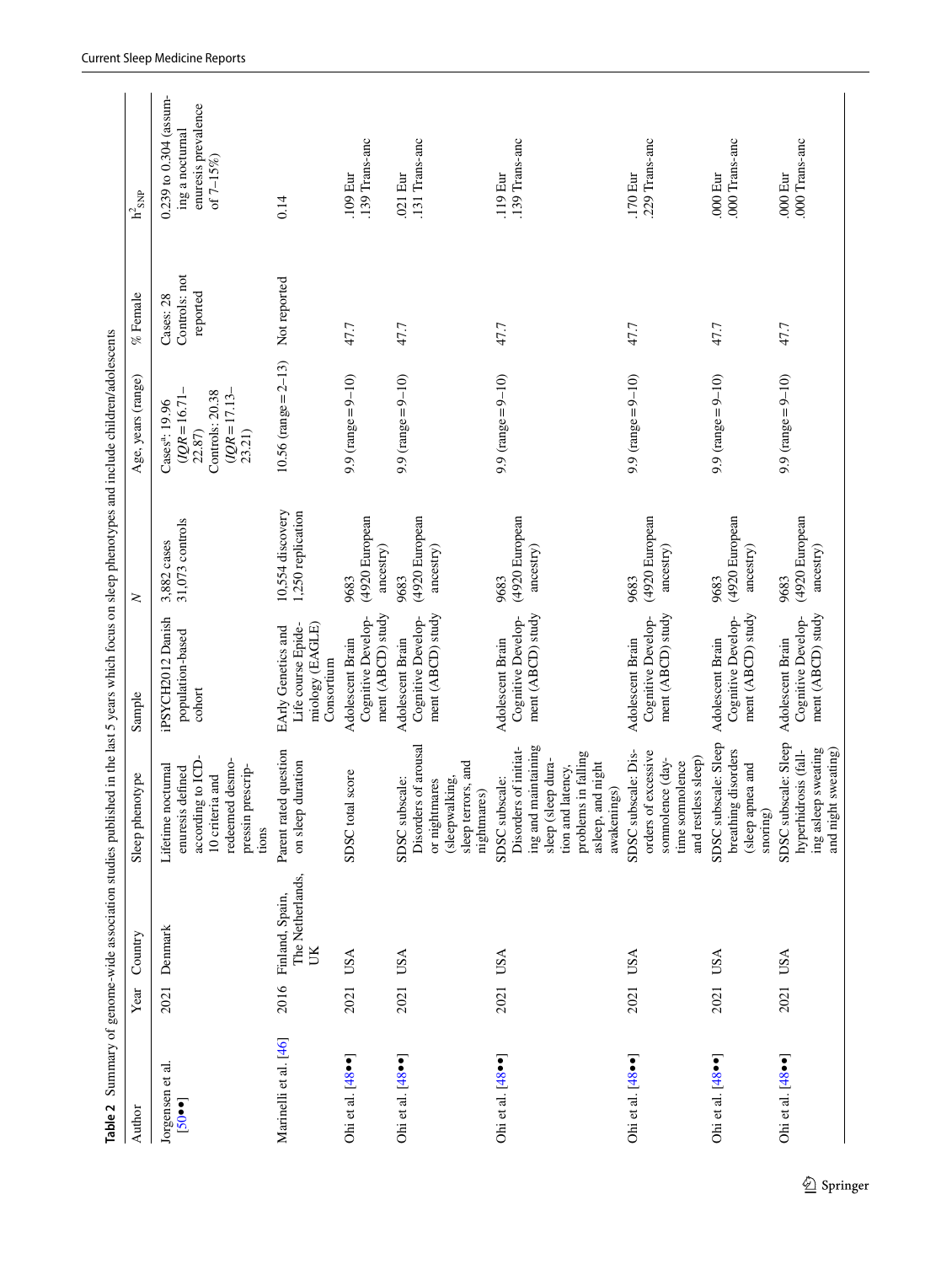**Table 2** Summary of genome-wide association studies published in the last 5 years which focus on sleep phenotypes and include children/adolescents

| Author | Year | Country | Sleep phenotype | Sample | $N$ | Age, years (range) | % Female | $h^2_{SNP}$ |
|---|---|---|---|---|---|---|---|---|
| Jorgensen et al. [50••] | 2021 | Denmark | Lifetime nocturnal enuresis defined according to ICD-10 criteria and redeemed desmopressin prescriptions | iPSYCH2012 Danish population-based cohort | 3,882 cases 31,073 controls | Cases[a]: 19.96 ($IQR$ = 16.71–22.87) Controls: 20.38 ($IQR$ = 17.13–23.21) | Cases: 28 Controls: not reported | 0.239 to 0.304 (assuming a nocturnal enuresis prevalence of 7–15%) |
| Marinelli et al. [46] | 2016 | Finland, Spain, The Netherlands, UK | Parent rated question on sleep duration | EArly Genetics and Life course Epidemiology (EAGLE) Consortium | 10,554 discovery 1,250 replication | 10.56 (range = 2–13) | Not reported | 0.14 |
| Ohi et al. [48••] | 2021 | USA | SDSC total score | Adolescent Brain Cognitive Development (ABCD) study | 9683 (4920 European ancestry) | 9.9 (range = 9–10) | 47.7 | .109 Eur .139 Trans-anc |
| Ohi et al. [48••] | 2021 | USA | SDSC subscale: Disorders of arousal or nightmares (sleepwalking, sleep terrors, and nightmares) | Adolescent Brain Cognitive Development (ABCD) study | 9683 (4920 European ancestry) | 9.9 (range = 9–10) | 47.7 | .021 Eur .131 Trans-anc |
| Ohi et al. [48••] | 2021 | USA | SDSC subscale: Disorders of initiating and maintaining sleep (sleep duration and latency, problems in falling asleep, and night awakenings) | Adolescent Brain Cognitive Development (ABCD) study | 9683 (4920 European ancestry) | 9.9 (range = 9–10) | 47.7 | .119 Eur .139 Trans-anc |
| Ohi et al. [48••] | 2021 | USA | SDSC subscale: Disorders of excessive somnolence (daytime somnolence and restless sleep) | Adolescent Brain Cognitive Development (ABCD) study | 9683 (4920 European ancestry) | 9.9 (range = 9–10) | 47.7 | .170 Eur .229 Trans-anc |
| Ohi et al. [48••] | 2021 | USA | SDSC subscale: Sleep breathing disorders (sleep apnea and snoring) | Adolescent Brain Cognitive Development (ABCD) study | 9683 (4920 European ancestry) | 9.9 (range = 9–10) | 47.7 | .000 Eur .000 Trans-anc |
| Ohi et al. [48••] | 2021 | USA | SDSC subscale: Sleep hyperhidrosis (falling asleep sweating and night sweating) | Adolescent Brain Cognitive Development (ABCD) study | 9683 (4920 European ancestry) | 9.9 (range = 9–10) | 47.7 | .000 Eur .000 Trans-anc |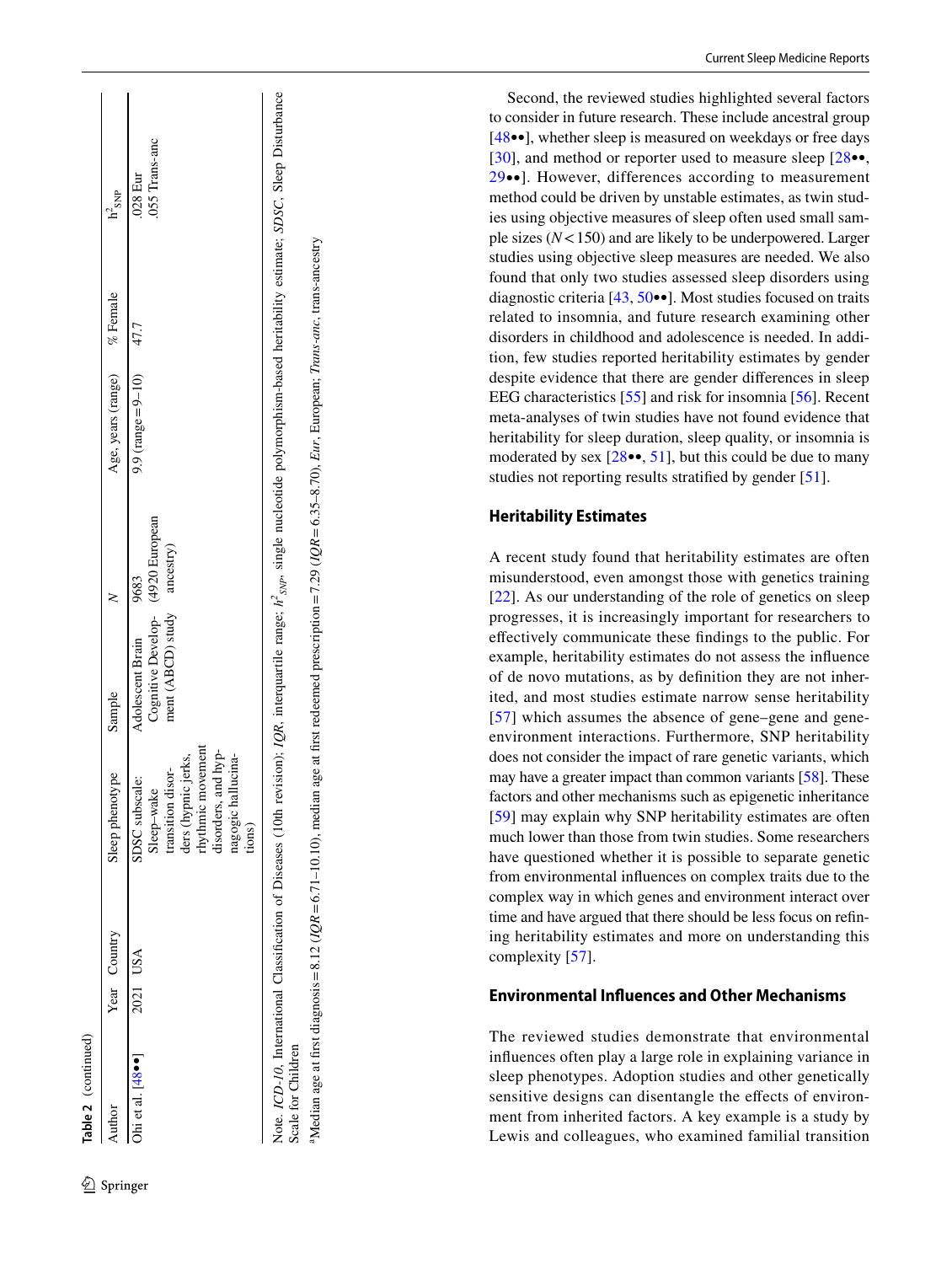**Table 2** (continued)

| Author | Year | Country | Sleep phenotype | Sample | N | Age, years (range) | % Female | $h^2_{SNP}$ |
|---|---|---|---|---|---|---|---|---|
| Ohi et al. [48••] | 2021 | USA | SDSC subscale: Sleep–wake transition disorders (hypnic jerks, rhythmic movement disorders, and hypnagogic hallucinations) | Adolescent Brain Cognitive Development (ABCD) study | 9683 (4920 European ancestry) | 9.9 (range = 9–10) | 47.7 | .028 Eur .055 Trans-anc |

Note. *ICD-10*, International Classification of Diseases (10th revision); *IQR*, interquartile range; $h^2_{SNP}$, single nucleotide polymorphism-based heritability estimate; *SDSC*, Sleep Disturbance Scale for Children

[a]Median age at first diagnosis = 8.12 (*IQR* = 6.71–10.10), median age at first redeemed prescription = 7.29 (*IQR* = 6.35–8.70), *Eur*, European; *Trans-anc*, trans-ancestry

Second, the reviewed studies highlighted several factors to consider in future research. These include ancestral group [48••], whether sleep is measured on weekdays or free days [30], and method or reporter used to measure sleep [28••, 29••]. However, differences according to measurement method could be driven by unstable estimates, as twin studies using objective measures of sleep often used small sample sizes ($N < 150$) and are likely to be underpowered. Larger studies using objective sleep measures are needed. We also found that only two studies assessed sleep disorders using diagnostic criteria [43, 50••]. Most studies focused on traits related to insomnia, and future research examining other disorders in childhood and adolescence is needed. In addition, few studies reported heritability estimates by gender despite evidence that there are gender differences in sleep EEG characteristics [55] and risk for insomnia [56]. Recent meta-analyses of twin studies have not found evidence that heritability for sleep duration, sleep quality, or insomnia is moderated by sex [28••, 51], but this could be due to many studies not reporting results stratified by gender [51].

## Heritability Estimates

A recent study found that heritability estimates are often misunderstood, even amongst those with genetics training [22]. As our understanding of the role of genetics on sleep progresses, it is increasingly important for researchers to effectively communicate these findings to the public. For example, heritability estimates do not assess the influence of de novo mutations, as by definition they are not inherited, and most studies estimate narrow sense heritability [57] which assumes the absence of gene–gene and gene-environment interactions. Furthermore, SNP heritability does not consider the impact of rare genetic variants, which may have a greater impact than common variants [58]. These factors and other mechanisms such as epigenetic inheritance [59] may explain why SNP heritability estimates are often much lower than those from twin studies. Some researchers have questioned whether it is possible to separate genetic from environmental influences on complex traits due to the complex way in which genes and environment interact over time and have argued that there should be less focus on refining heritability estimates and more on understanding this complexity [57].

## Environmental Influences and Other Mechanisms

The reviewed studies demonstrate that environmental influences often play a large role in explaining variance in sleep phenotypes. Adoption studies and other genetically sensitive designs can disentangle the effects of environment from inherited factors. A key example is a study by Lewis and colleagues, who examined familial transition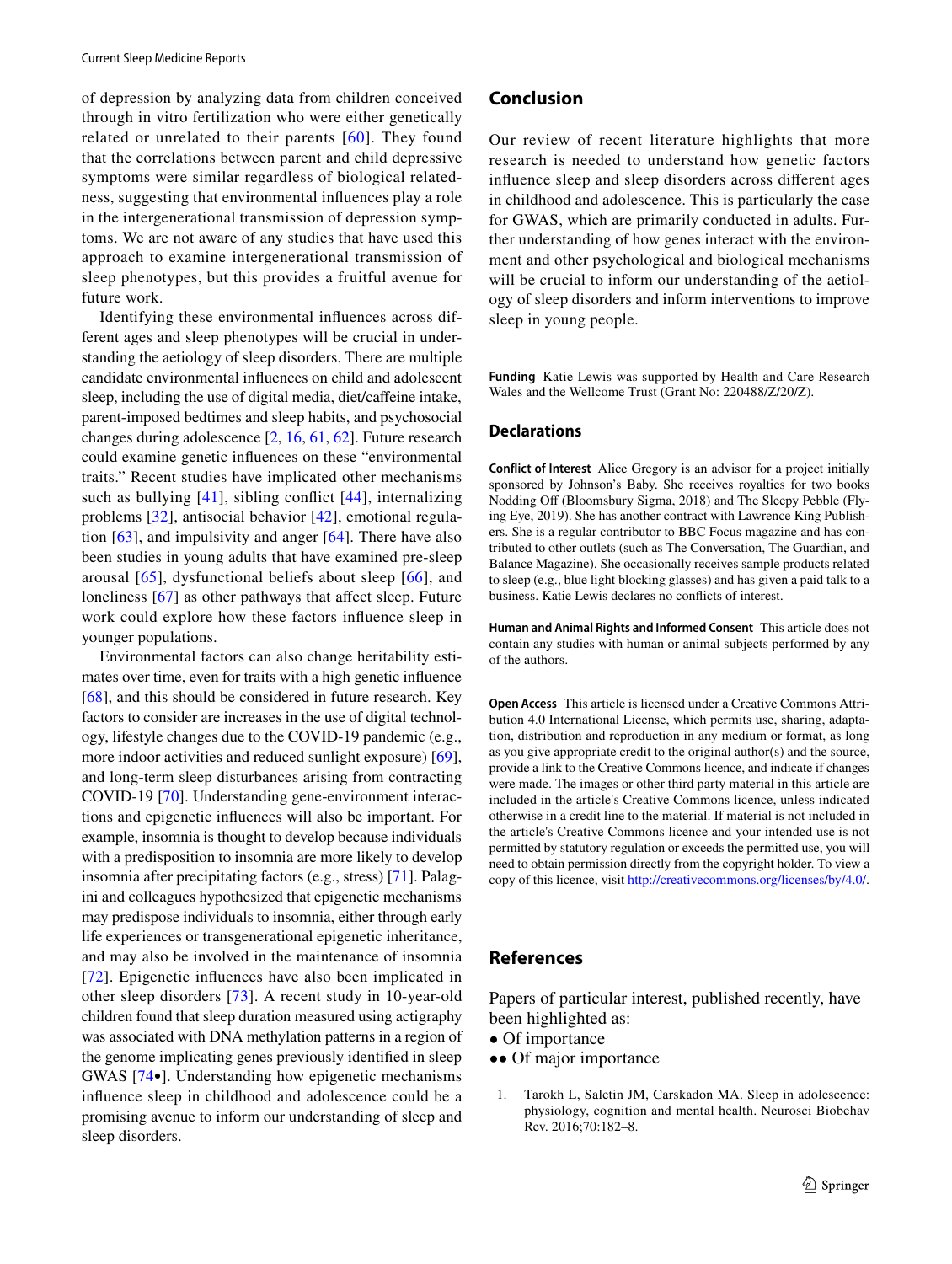of depression by analyzing data from children conceived through in vitro fertilization who were either genetically related or unrelated to their parents [60]. They found that the correlations between parent and child depressive symptoms were similar regardless of biological relatedness, suggesting that environmental influences play a role in the intergenerational transmission of depression symptoms. We are not aware of any studies that have used this approach to examine intergenerational transmission of sleep phenotypes, but this provides a fruitful avenue for future work.

Identifying these environmental influences across different ages and sleep phenotypes will be crucial in understanding the aetiology of sleep disorders. There are multiple candidate environmental influences on child and adolescent sleep, including the use of digital media, diet/caffeine intake, parent-imposed bedtimes and sleep habits, and psychosocial changes during adolescence [2, 16, 61, 62]. Future research could examine genetic influences on these "environmental traits." Recent studies have implicated other mechanisms such as bullying [41], sibling conflict [44], internalizing problems [32], antisocial behavior [42], emotional regulation [63], and impulsivity and anger [64]. There have also been studies in young adults that have examined pre-sleep arousal [65], dysfunctional beliefs about sleep [66], and loneliness [67] as other pathways that affect sleep. Future work could explore how these factors influence sleep in younger populations.

Environmental factors can also change heritability estimates over time, even for traits with a high genetic influence [68], and this should be considered in future research. Key factors to consider are increases in the use of digital technology, lifestyle changes due to the COVID-19 pandemic (e.g., more indoor activities and reduced sunlight exposure) [69], and long-term sleep disturbances arising from contracting COVID-19 [70]. Understanding gene-environment interactions and epigenetic influences will also be important. For example, insomnia is thought to develop because individuals with a predisposition to insomnia are more likely to develop insomnia after precipitating factors (e.g., stress) [71]. Palagini and colleagues hypothesized that epigenetic mechanisms may predispose individuals to insomnia, either through early life experiences or transgenerational epigenetic inheritance, and may also be involved in the maintenance of insomnia [72]. Epigenetic influences have also been implicated in other sleep disorders [73]. A recent study in 10-year-old children found that sleep duration measured using actigraphy was associated with DNA methylation patterns in a region of the genome implicating genes previously identified in sleep GWAS [74•]. Understanding how epigenetic mechanisms influence sleep in childhood and adolescence could be a promising avenue to inform our understanding of sleep and sleep disorders.

## Conclusion

Our review of recent literature highlights that more research is needed to understand how genetic factors influence sleep and sleep disorders across different ages in childhood and adolescence. This is particularly the case for GWAS, which are primarily conducted in adults. Further understanding of how genes interact with the environment and other psychological and biological mechanisms will be crucial to inform our understanding of the aetiology of sleep disorders and inform interventions to improve sleep in young people.

**Funding** Katie Lewis was supported by Health and Care Research Wales and the Wellcome Trust (Grant No: 220488/Z/20/Z).

### Declarations

**Conflict of Interest** Alice Gregory is an advisor for a project initially sponsored by Johnson's Baby. She receives royalties for two books Nodding Off (Bloomsbury Sigma, 2018) and The Sleepy Pebble (Flying Eye, 2019). She has another contract with Lawrence King Publishers. She is a regular contributor to BBC Focus magazine and has contributed to other outlets (such as The Conversation, The Guardian, and Balance Magazine). She occasionally receives sample products related to sleep (e.g., blue light blocking glasses) and has given a paid talk to a business. Katie Lewis declares no conflicts of interest.

**Human and Animal Rights and Informed Consent** This article does not contain any studies with human or animal subjects performed by any of the authors.

**Open Access** This article is licensed under a Creative Commons Attribution 4.0 International License, which permits use, sharing, adaptation, distribution and reproduction in any medium or format, as long as you give appropriate credit to the original author(s) and the source, provide a link to the Creative Commons licence, and indicate if changes were made. The images or other third party material in this article are included in the article's Creative Commons licence, unless indicated otherwise in a credit line to the material. If material is not included in the article's Creative Commons licence and your intended use is not permitted by statutory regulation or exceeds the permitted use, you will need to obtain permission directly from the copyright holder. To view a copy of this licence, visit http://creativecommons.org/licenses/by/4.0/.

## References

Papers of particular interest, published recently, have been highlighted as:

- • Of importance
- •• Of major importance

1. Tarokh L, Saletin JM, Carskadon MA. Sleep in adolescence: physiology, cognition and mental health. Neurosci Biobehav Rev. 2016;70:182–8.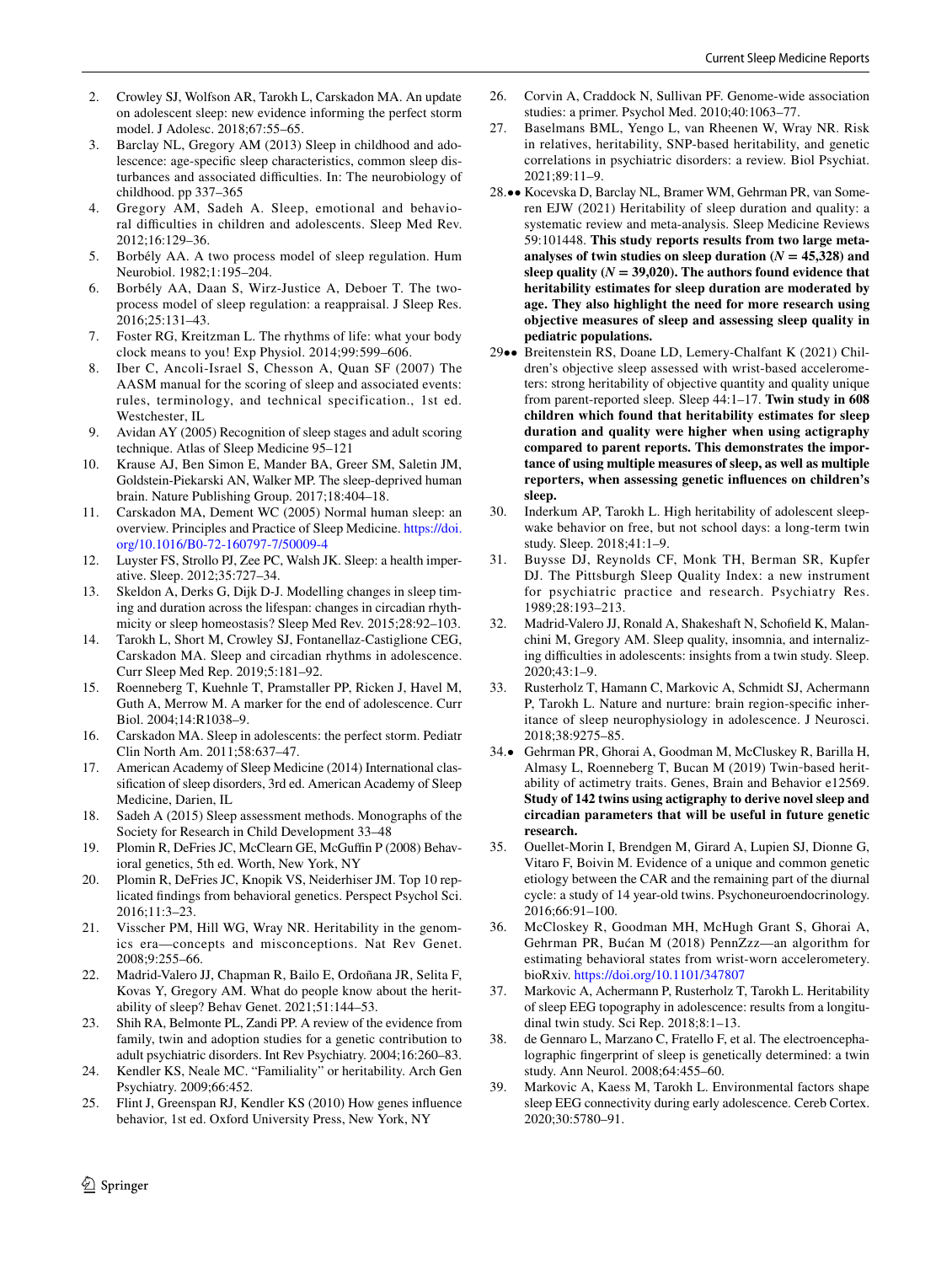2. Crowley SJ, Wolfson AR, Tarokh L, Carskadon MA. An update on adolescent sleep: new evidence informing the perfect storm model. J Adolesc. 2018;67:55–65.
3. Barclay NL, Gregory AM (2013) Sleep in childhood and adolescence: age-specific sleep characteristics, common sleep disturbances and associated difficulties. In: The neurobiology of childhood. pp 337–365
4. Gregory AM, Sadeh A. Sleep, emotional and behavioral difficulties in children and adolescents. Sleep Med Rev. 2012;16:129–36.
5. Borbély AA. A two process model of sleep regulation. Hum Neurobiol. 1982;1:195–204.
6. Borbély AA, Daan S, Wirz-Justice A, Deboer T. The two-process model of sleep regulation: a reappraisal. J Sleep Res. 2016;25:131–43.
7. Foster RG, Kreitzman L. The rhythms of life: what your body clock means to you! Exp Physiol. 2014;99:599–606.
8. Iber C, Ancoli-Israel S, Chesson A, Quan SF (2007) The AASM manual for the scoring of sleep and associated events: rules, terminology, and technical specification., 1st ed. Westchester, IL
9. Avidan AY (2005) Recognition of sleep stages and adult scoring technique. Atlas of Sleep Medicine 95–121
10. Krause AJ, Ben Simon E, Mander BA, Greer SM, Saletin JM, Goldstein-Piekarski AN, Walker MP. The sleep-deprived human brain. Nature Publishing Group. 2017;18:404–18.
11. Carskadon MA, Dement WC (2005) Normal human sleep: an overview. Principles and Practice of Sleep Medicine. https://doi.org/10.1016/B0-72-160797-7/50009-4
12. Luyster FS, Strollo PJ, Zee PC, Walsh JK. Sleep: a health imperative. Sleep. 2012;35:727–34.
13. Skeldon A, Derks G, Dijk D-J. Modelling changes in sleep timing and duration across the lifespan: changes in circadian rhythmicity or sleep homeostasis? Sleep Med Rev. 2015;28:92–103.
14. Tarokh L, Short M, Crowley SJ, Fontanellaz-Castiglione CEG, Carskadon MA. Sleep and circadian rhythms in adolescence. Curr Sleep Med Rep. 2019;5:181–92.
15. Roenneberg T, Kuehnle T, Pramstaller PP, Ricken J, Havel M, Guth A, Merrow M. A marker for the end of adolescence. Curr Biol. 2004;14:R1038–9.
16. Carskadon MA. Sleep in adolescents: the perfect storm. Pediatr Clin North Am. 2011;58:637–47.
17. American Academy of Sleep Medicine (2014) International classification of sleep disorders, 3rd ed. American Academy of Sleep Medicine, Darien, IL
18. Sadeh A (2015) Sleep assessment methods. Monographs of the Society for Research in Child Development 33–48
19. Plomin R, DeFries JC, McClearn GE, McGuffin P (2008) Behavioral genetics, 5th ed. Worth, New York, NY
20. Plomin R, DeFries JC, Knopik VS, Neiderhiser JM. Top 10 replicated findings from behavioral genetics. Perspect Psychol Sci. 2016;11:3–23.
21. Visscher PM, Hill WG, Wray NR. Heritability in the genomics era—concepts and misconceptions. Nat Rev Genet. 2008;9:255–66.
22. Madrid-Valero JJ, Chapman R, Bailo E, Ordoñana JR, Selita F, Kovas Y, Gregory AM. What do people know about the heritability of sleep? Behav Genet. 2021;51:144–53.
23. Shih RA, Belmonte PL, Zandi PP. A review of the evidence from family, twin and adoption studies for a genetic contribution to adult psychiatric disorders. Int Rev Psychiatry. 2004;16:260–83.
24. Kendler KS, Neale MC. "Familiality" or heritability. Arch Gen Psychiatry. 2009;66:452.
25. Flint J, Greenspan RJ, Kendler KS (2010) How genes influence behavior, 1st ed. Oxford University Press, New York, NY
26. Corvin A, Craddock N, Sullivan PF. Genome-wide association studies: a primer. Psychol Med. 2010;40:1063–77.
27. Baselmans BML, Yengo L, van Rheenen W, Wray NR. Risk in relatives, heritability, SNP-based heritability, and genetic correlations in psychiatric disorders: a review. Biol Psychiat. 2021;89:11–9.
28. •• Kocevska D, Barclay NL, Bramer WM, Gehrman PR, van Someren EJW (2021) Heritability of sleep duration and quality: a systematic review and meta-analysis. Sleep Medicine Reviews 59:101448. **This study reports results from two large meta-analyses of twin studies on sleep duration ($N = 45{,}328$) and sleep quality ($N = 39{,}020$). The authors found evidence that heritability estimates for sleep duration are moderated by age. They also highlight the need for more research using objective measures of sleep and assessing sleep quality in pediatric populations.**
29. •• Breitenstein RS, Doane LD, Lemery-Chalfant K (2021) Children's objective sleep assessed with wrist-based accelerometers: strong heritability of objective quantity and quality unique from parent-reported sleep. Sleep 44:1–17. **Twin study in 608 children which found that heritability estimates for sleep duration and quality were higher when using actigraphy compared to parent reports. This demonstrates the importance of using multiple measures of sleep, as well as multiple reporters, when assessing genetic influences on children's sleep.**
30. Inderkum AP, Tarokh L. High heritability of adolescent sleep-wake behavior on free, but not school days: a long-term twin study. Sleep. 2018;41:1–9.
31. Buysse DJ, Reynolds CF, Monk TH, Berman SR, Kupfer DJ. The Pittsburgh Sleep Quality Index: a new instrument for psychiatric practice and research. Psychiatry Res. 1989;28:193–213.
32. Madrid-Valero JJ, Ronald A, Shakeshaft N, Schofield K, Malanchini M, Gregory AM. Sleep quality, insomnia, and internalizing difficulties in adolescents: insights from a twin study. Sleep. 2020;43:1–9.
33. Rusterholz T, Hamann C, Markovic A, Schmidt SJ, Achermann P, Tarokh L. Nature and nurture: brain region-specific inheritance of sleep neurophysiology in adolescence. J Neurosci. 2018;38:9275–85.
34. • Gehrman PR, Ghorai A, Goodman M, McCluskey R, Barilla H, Almasy L, Roenneberg T, Bucan M (2019) Twin-based heritability of actimetry traits. Genes, Brain and Behavior e12569. **Study of 142 twins using actigraphy to derive novel sleep and circadian parameters that will be useful in future genetic research.**
35. Ouellet-Morin I, Brendgen M, Girard A, Lupien SJ, Dionne G, Vitaro F, Boivin M. Evidence of a unique and common genetic etiology between the CAR and the remaining part of the diurnal cycle: a study of 14 year-old twins. Psychoneuroendocrinology. 2016;66:91–100.
36. McCloskey R, Goodman MH, McHugh Grant S, Ghorai A, Gehrman PR, Bućan M (2018) PennZzz—an algorithm for estimating behavioral states from wrist-worn accelerometry. bioRxiv. https://doi.org/10.1101/347807
37. Markovic A, Achermann P, Rusterholz T, Tarokh L. Heritability of sleep EEG topography in adolescence: results from a longitudinal twin study. Sci Rep. 2018;8:1–13.
38. de Gennaro L, Marzano C, Fratello F, et al. The electroencephalographic fingerprint of sleep is genetically determined: a twin study. Ann Neurol. 2008;64:455–60.
39. Markovic A, Kaess M, Tarokh L. Environmental factors shape sleep EEG connectivity during early adolescence. Cereb Cortex. 2020;30:5780–91.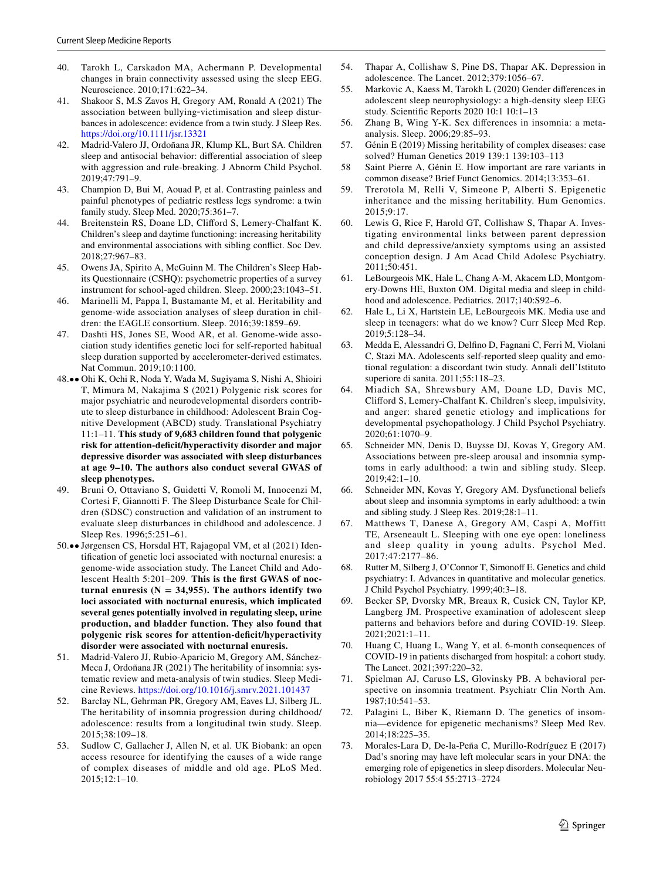40. Tarokh L, Carskadon MA, Achermann P. Developmental changes in brain connectivity assessed using the sleep EEG. Neuroscience. 2010;171:622–34.
41. Shakoor S, M.S Zavos H, Gregory AM, Ronald A (2021) The association between bullying-victimisation and sleep disturbances in adolescence: evidence from a twin study. J Sleep Res. https://doi.org/10.1111/jsr.13321
42. Madrid-Valero JJ, Ordoñana JR, Klump KL, Burt SA. Children sleep and antisocial behavior: differential association of sleep with aggression and rule-breaking. J Abnorm Child Psychol. 2019;47:791–9.
43. Champion D, Bui M, Aouad P, et al. Contrasting painless and painful phenotypes of pediatric restless legs syndrome: a twin family study. Sleep Med. 2020;75:361–7.
44. Breitenstein RS, Doane LD, Clifford S, Lemery-Chalfant K. Children's sleep and daytime functioning: increasing heritability and environmental associations with sibling conflict. Soc Dev. 2018;27:967–83.
45. Owens JA, Spirito A, McGuinn M. The Children's Sleep Habits Questionnaire (CSHQ): psychometric properties of a survey instrument for school-aged children. Sleep. 2000;23:1043–51.
46. Marinelli M, Pappa I, Bustamante M, et al. Heritability and genome-wide association analyses of sleep duration in children: the EAGLE consortium. Sleep. 2016;39:1859–69.
47. Dashti HS, Jones SE, Wood AR, et al. Genome-wide association study identifies genetic loci for self-reported habitual sleep duration supported by accelerometer-derived estimates. Nat Commun. 2019;10:1100.
48.•• Ohi K, Ochi R, Noda Y, Wada M, Sugiyama S, Nishi A, Shioiri T, Mimura M, Nakajima S (2021) Polygenic risk scores for major psychiatric and neurodevelopmental disorders contribute to sleep disturbance in childhood: Adolescent Brain Cognitive Development (ABCD) study. Translational Psychiatry 11:1–11. **This study of 9,683 children found that polygenic risk for attention-deficit/hyperactivity disorder and major depressive disorder was associated with sleep disturbances at age 9–10. The authors also conduct several GWAS of sleep phenotypes.**
49. Bruni O, Ottaviano S, Guidetti V, Romoli M, Innocenzi M, Cortesi F, Giannotti F. The Sleep Disturbance Scale for Children (SDSC) construction and validation of an instrument to evaluate sleep disturbances in childhood and adolescence. J Sleep Res. 1996;5:251–61.
50.•• Jørgensen CS, Horsdal HT, Rajagopal VM, et al (2021) Identification of genetic loci associated with nocturnal enuresis: a genome-wide association study. The Lancet Child and Adolescent Health 5:201–209. **This is the first GWAS of nocturnal enuresis (N = 34,955). The authors identify two loci associated with nocturnal enuresis, which implicated several genes potentially involved in regulating sleep, urine production, and bladder function. They also found that polygenic risk scores for attention-deficit/hyperactivity disorder were associated with nocturnal enuresis.**
51. Madrid-Valero JJ, Rubio-Aparicio M, Gregory AM, Sánchez-Meca J, Ordoñana JR (2021) The heritability of insomnia: systematic review and meta-analysis of twin studies. Sleep Medicine Reviews. https://doi.org/10.1016/j.smrv.2021.101437
52. Barclay NL, Gehrman PR, Gregory AM, Eaves LJ, Silberg JL. The heritability of insomnia progression during childhood/adolescence: results from a longitudinal twin study. Sleep. 2015;38:109–18.
53. Sudlow C, Gallacher J, Allen N, et al. UK Biobank: an open access resource for identifying the causes of a wide range of complex diseases of middle and old age. PLoS Med. 2015;12:1–10.
54. Thapar A, Collishaw S, Pine DS, Thapar AK. Depression in adolescence. The Lancet. 2012;379:1056–67.
55. Markovic A, Kaess M, Tarokh L (2020) Gender differences in adolescent sleep neurophysiology: a high-density sleep EEG study. Scientific Reports 2020 10:1 10:1–13
56. Zhang B, Wing Y-K. Sex differences in insomnia: a meta-analysis. Sleep. 2006;29:85–93.
57. Génin E (2019) Missing heritability of complex diseases: case solved? Human Genetics 2019 139:1 139:103–113
58 Saint Pierre A, Génin E. How important are rare variants in common disease? Brief Funct Genomics. 2014;13:353–61.
59. Trerotola M, Relli V, Simeone P, Alberti S. Epigenetic inheritance and the missing heritability. Hum Genomics. 2015;9:17.
60. Lewis G, Rice F, Harold GT, Collishaw S, Thapar A. Investigating environmental links between parent depression and child depressive/anxiety symptoms using an assisted conception design. J Am Acad Child Adolesc Psychiatry. 2011;50:451.
61. LeBourgeois MK, Hale L, Chang A-M, Akacem LD, Montgomery-Downs HE, Buxton OM. Digital media and sleep in childhood and adolescence. Pediatrics. 2017;140:S92–6.
62. Hale L, Li X, Hartstein LE, LeBourgeois MK. Media use and sleep in teenagers: what do we know? Curr Sleep Med Rep. 2019;5:128–34.
63. Medda E, Alessandri G, Delfino D, Fagnani C, Ferri M, Violani C, Stazi MA. Adolescents self-reported sleep quality and emotional regulation: a discordant twin study. Annali dell'Istituto superiore di sanita. 2011;55:118–23.
64. Miadich SA, Shrewsbury AM, Doane LD, Davis MC, Clifford S, Lemery-Chalfant K. Children's sleep, impulsivity, and anger: shared genetic etiology and implications for developmental psychopathology. J Child Psychol Psychiatry. 2020;61:1070–9.
65. Schneider MN, Denis D, Buysse DJ, Kovas Y, Gregory AM. Associations between pre-sleep arousal and insomnia symptoms in early adulthood: a twin and sibling study. Sleep. 2019;42:1–10.
66. Schneider MN, Kovas Y, Gregory AM. Dysfunctional beliefs about sleep and insomnia symptoms in early adulthood: a twin and sibling study. J Sleep Res. 2019;28:1–11.
67. Matthews T, Danese A, Gregory AM, Caspi A, Moffitt TE, Arseneault L. Sleeping with one eye open: loneliness and sleep quality in young adults. Psychol Med. 2017;47:2177–86.
68. Rutter M, Silberg J, O'Connor T, Simonoff E. Genetics and child psychiatry: I. Advances in quantitative and molecular genetics. J Child Psychol Psychiatry. 1999;40:3–18.
69. Becker SP, Dvorsky MR, Breaux R, Cusick CN, Taylor KP, Langberg JM. Prospective examination of adolescent sleep patterns and behaviors before and during COVID-19. Sleep. 2021;2021:1–11.
70. Huang C, Huang L, Wang Y, et al. 6-month consequences of COVID-19 in patients discharged from hospital: a cohort study. The Lancet. 2021;397:220–32.
71. Spielman AJ, Caruso LS, Glovinsky PB. A behavioral perspective on insomnia treatment. Psychiatr Clin North Am. 1987;10:541–53.
72. Palagini L, Biber K, Riemann D. The genetics of insomnia—evidence for epigenetic mechanisms? Sleep Med Rev. 2014;18:225–35.
73. Morales-Lara D, De-la-Peña C, Murillo-Rodríguez E (2017) Dad's snoring may have left molecular scars in your DNA: the emerging role of epigenetics in sleep disorders. Molecular Neurobiology 2017 55:4 55:2713–2724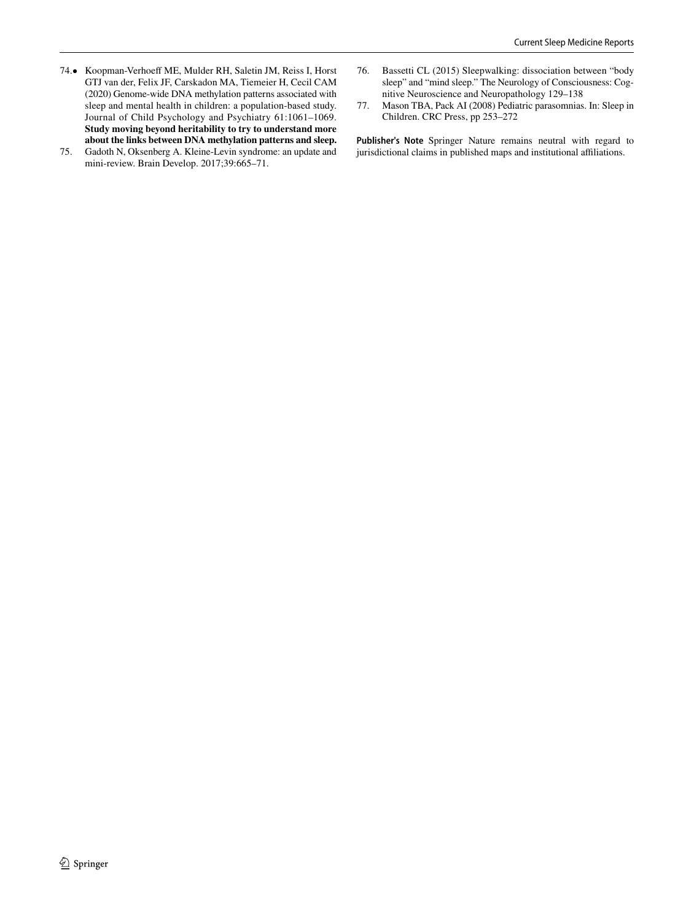74.• Koopman-Verhoeff ME, Mulder RH, Saletin JM, Reiss I, Horst GTJ van der, Felix JF, Carskadon MA, Tiemeier H, Cecil CAM (2020) Genome-wide DNA methylation patterns associated with sleep and mental health in children: a population-based study. Journal of Child Psychology and Psychiatry 61:1061–1069. **Study moving beyond heritability to try to understand more about the links between DNA methylation patterns and sleep.**

75. Gadoth N, Oksenberg A. Kleine-Levin syndrome: an update and mini-review. Brain Develop. 2017;39:665–71.

76. Bassetti CL (2015) Sleepwalking: dissociation between "body sleep" and "mind sleep." The Neurology of Consciousness: Cognitive Neuroscience and Neuropathology 129–138

77. Mason TBA, Pack AI (2008) Pediatric parasomnias. In: Sleep in Children. CRC Press, pp 253–272

**Publisher's Note** Springer Nature remains neutral with regard to jurisdictional claims in published maps and institutional affiliations.